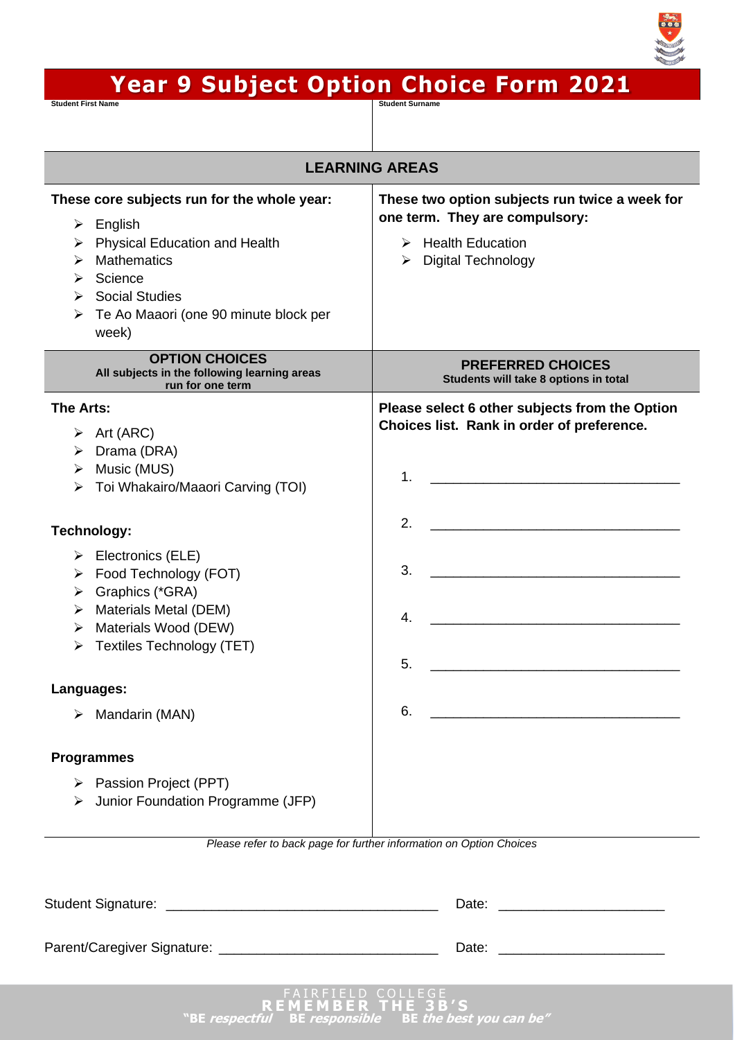# Year 9 Subject Option Choice Form 2021

| Student First Name | Student Surname |
|---|---|
| | |

## LEARNING AREAS

**These core subjects run for the whole year:**

- English
- Physical Education and Health
- Mathematics
- Science
- Social Studies
- Te Ao Maaori (one 90 minute block per week)

**These two option subjects run twice a week for one term. They are compulsory:**

- Health Education
- Digital Technology

| **OPTION CHOICES**<br>All subjects in the following learning areas run for one term | **PREFERRED CHOICES**<br>Students will take 8 options in total |
|---|---|

**The Arts:**

- Art (ARC)
- Drama (DRA)
- Music (MUS)
- Toi Whakairo/Maaori Carving (TOI)

**Technology:**

- Electronics (ELE)
- Food Technology (FOT)
- Graphics (*GRA)
- Materials Metal (DEM)
- Materials Wood (DEW)
- Textiles Technology (TET)

**Languages:**

- Mandarin (MAN)

**Programmes**

- Passion Project (PPT)
- Junior Foundation Programme (JFP)

**Please select 6 other subjects from the Option Choices list. Rank in order of preference.**

1. ________________________________
2. ________________________________
3. ________________________________
4. ________________________________
5. ________________________________
6. ________________________________

*Please refer to back page for further information on Option Choices*

Student Signature: ___________________________________ Date: _____________________

Parent/Caregiver Signature: ____________________________ Date: _____________________

FAIRFIELD COLLEGE
REMEMBER THE 3B'S
"BE *respectful* BE *responsible* BE *the best you can be*"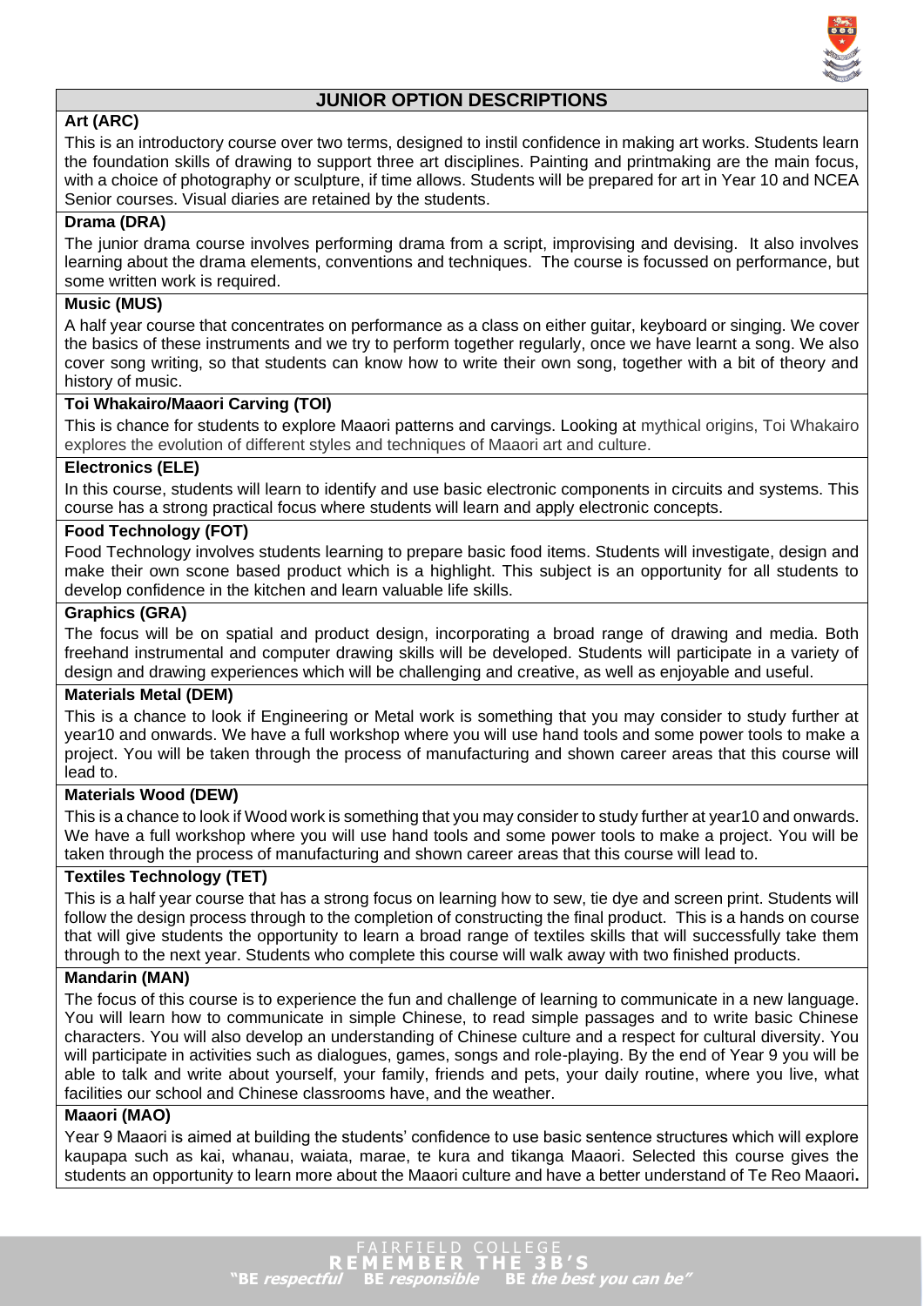# JUNIOR OPTION DESCRIPTIONS

### Art (ARC)

This is an introductory course over two terms, designed to instil confidence in making art works. Students learn the foundation skills of drawing to support three art disciplines. Painting and printmaking are the main focus, with a choice of photography or sculpture, if time allows. Students will be prepared for art in Year 10 and NCEA Senior courses. Visual diaries are retained by the students.

### Drama (DRA)

The junior drama course involves performing drama from a script, improvising and devising. It also involves learning about the drama elements, conventions and techniques. The course is focussed on performance, but some written work is required.

### Music (MUS)

A half year course that concentrates on performance as a class on either guitar, keyboard or singing. We cover the basics of these instruments and we try to perform together regularly, once we have learnt a song. We also cover song writing, so that students can know how to write their own song, together with a bit of theory and history of music.

### Toi Whakairo/Maaori Carving (TOI)

This is chance for students to explore Maaori patterns and carvings. Looking at mythical origins, Toi Whakairo explores the evolution of different styles and techniques of Maaori art and culture.

### Electronics (ELE)

In this course, students will learn to identify and use basic electronic components in circuits and systems. This course has a strong practical focus where students will learn and apply electronic concepts.

### Food Technology (FOT)

Food Technology involves students learning to prepare basic food items. Students will investigate, design and make their own scone based product which is a highlight. This subject is an opportunity for all students to develop confidence in the kitchen and learn valuable life skills.

### Graphics (GRA)

The focus will be on spatial and product design, incorporating a broad range of drawing and media. Both freehand instrumental and computer drawing skills will be developed. Students will participate in a variety of design and drawing experiences which will be challenging and creative, as well as enjoyable and useful.

### Materials Metal (DEM)

This is a chance to look if Engineering or Metal work is something that you may consider to study further at year10 and onwards. We have a full workshop where you will use hand tools and some power tools to make a project. You will be taken through the process of manufacturing and shown career areas that this course will lead to.

### Materials Wood (DEW)

This is a chance to look if Wood work is something that you may consider to study further at year10 and onwards. We have a full workshop where you will use hand tools and some power tools to make a project. You will be taken through the process of manufacturing and shown career areas that this course will lead to.

### Textiles Technology (TET)

This is a half year course that has a strong focus on learning how to sew, tie dye and screen print. Students will follow the design process through to the completion of constructing the final product. This is a hands on course that will give students the opportunity to learn a broad range of textiles skills that will successfully take them through to the next year. Students who complete this course will walk away with two finished products.

### Mandarin (MAN)

The focus of this course is to experience the fun and challenge of learning to communicate in a new language. You will learn how to communicate in simple Chinese, to read simple passages and to write basic Chinese characters. You will also develop an understanding of Chinese culture and a respect for cultural diversity. You will participate in activities such as dialogues, games, songs and role-playing. By the end of Year 9 you will be able to talk and write about yourself, your family, friends and pets, your daily routine, where you live, what facilities our school and Chinese classrooms have, and the weather.

### Maaori (MAO)

Year 9 Maaori is aimed at building the students' confidence to use basic sentence structures which will explore kaupapa such as kai, whanau, waiata, marae, te kura and tikanga Maaori. Selected this course gives the students an opportunity to learn more about the Maaori culture and have a better understand of Te Reo Maaori**.**